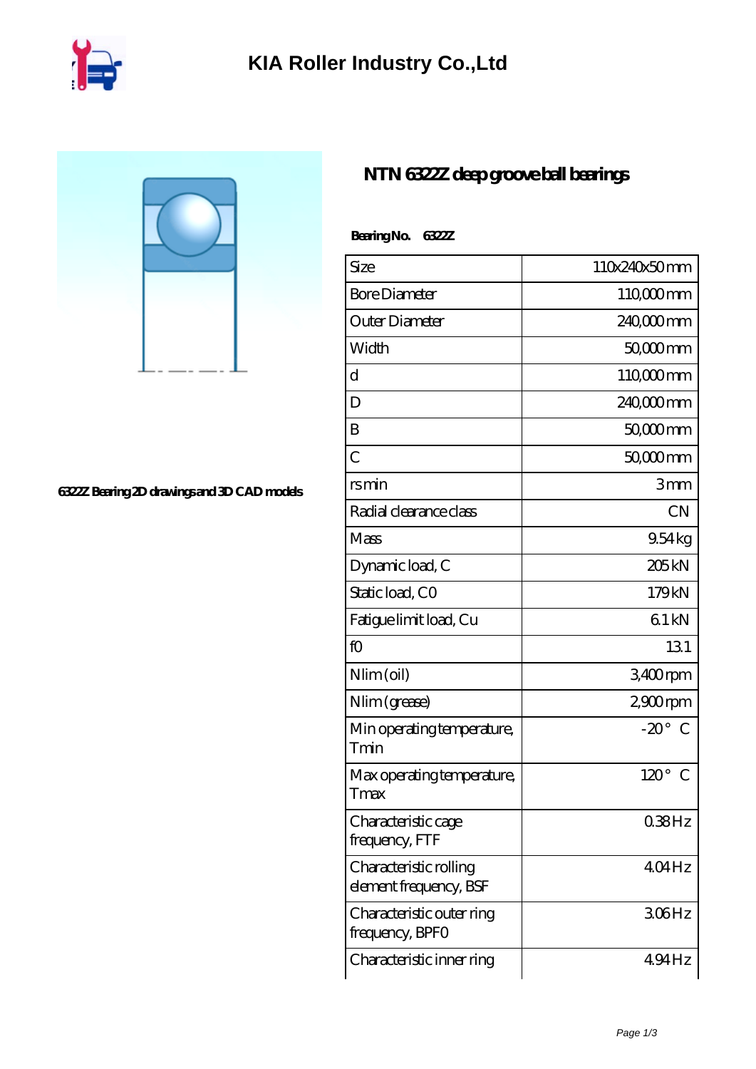# KIA Roller Industry Co.,Ltd

6322Z Bearing 2D drawings and 3D CAD models

## NTN 6322Z deep groove ball bearings

**Bearing No. 6322Z**

| Size | 110x240x50 mm |
|---|---|
| Bore Diameter | 110,000 mm |
| Outer Diameter | 240,000 mm |
| Width | 50,000 mm |
| d | 110,000 mm |
| D | 240,000 mm |
| B | 50,000 mm |
| C | 50,000 mm |
| rs min | 3 mm |
| Radial clearance class | CN |
| Mass | 9.54 kg |
| Dynamic load, C | 205 kN |
| Static load, C0 | 179 kN |
| Fatigue limit load, Cu | 6.1 kN |
| f0 | 13.1 |
| Nlim (oil) | 3,400 rpm |
| Nlim (grease) | 2,900 rpm |
| Min operating temperature, Tmin | -20° C |
| Max operating temperature, Tmax | 120° C |
| Characteristic cage frequency, FTF | 0.38 Hz |
| Characteristic rolling element frequency, BSF | 4.04 Hz |
| Characteristic outer ring frequency, BPFO | 3.06 Hz |
| Characteristic inner ring | 4.94 Hz |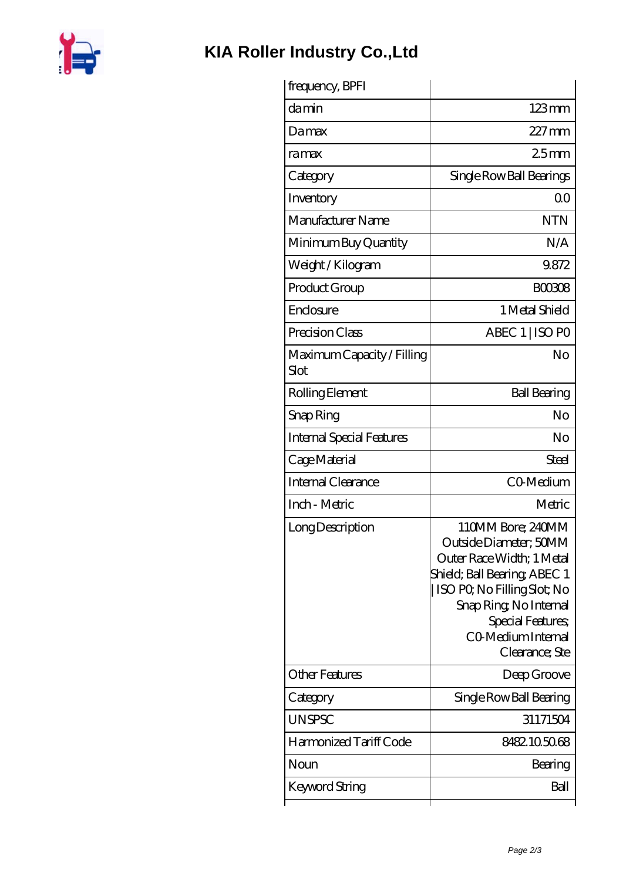# KIA Roller Industry Co.,Ltd

| frequency, BPFI | |
|---|---|
| da min | 123 mm |
| Da max | 227 mm |
| ra max | 2.5 mm |
| Category | Single Row Ball Bearings |
| Inventory | 0.0 |
| Manufacturer Name | NTN |
| Minimum Buy Quantity | N/A |
| Weight / Kilogram | 9.872 |
| Product Group | B00308 |
| Enclosure | 1 Metal Shield |
| Precision Class | ABEC 1 \| ISO P0 |
| Maximum Capacity / Filling Slot | No |
| Rolling Element | Ball Bearing |
| Snap Ring | No |
| Internal Special Features | No |
| Cage Material | Steel |
| Internal Clearance | C0-Medium |
| Inch - Metric | Metric |
| Long Description | 110MM Bore; 240MM Outside Diameter; 50MM Outer Race Width; 1 Metal Shield; Ball Bearing; ABEC 1 \| ISO P0; No Filling Slot; No Snap Ring; No Internal Special Features; C0-Medium Internal Clearance; Ste |
| Other Features | Deep Groove |
| Category | Single Row Ball Bearing |
| UNSPSC | 31171504 |
| Harmonized Tariff Code | 8482.10.50.68 |
| Noun | Bearing |
| Keyword String | Ball |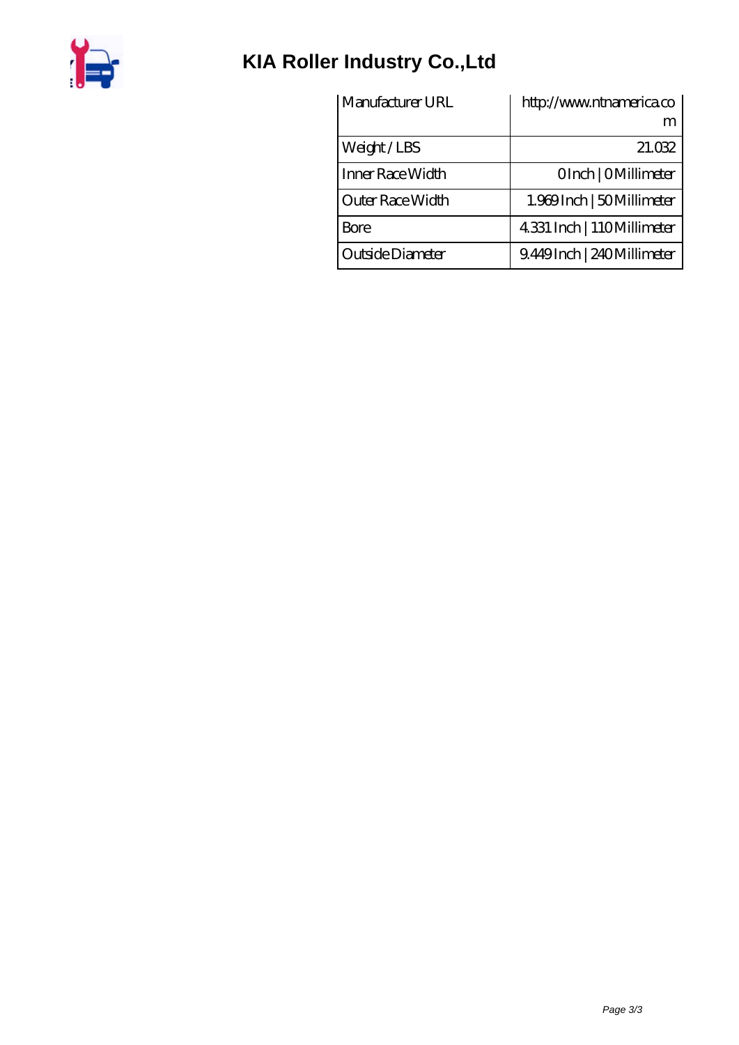| | |
|---|---|
| Manufacturer URL | http://www.ntnamerica.com |
| Weight / LBS | 21.032 |
| Inner Race Width | 0 Inch \| 0 Millimeter |
| Outer Race Width | 1.969 Inch \| 50 Millimeter |
| Bore | 4.331 Inch \| 110 Millimeter |
| Outside Diameter | 9.449 Inch \| 240 Millimeter |